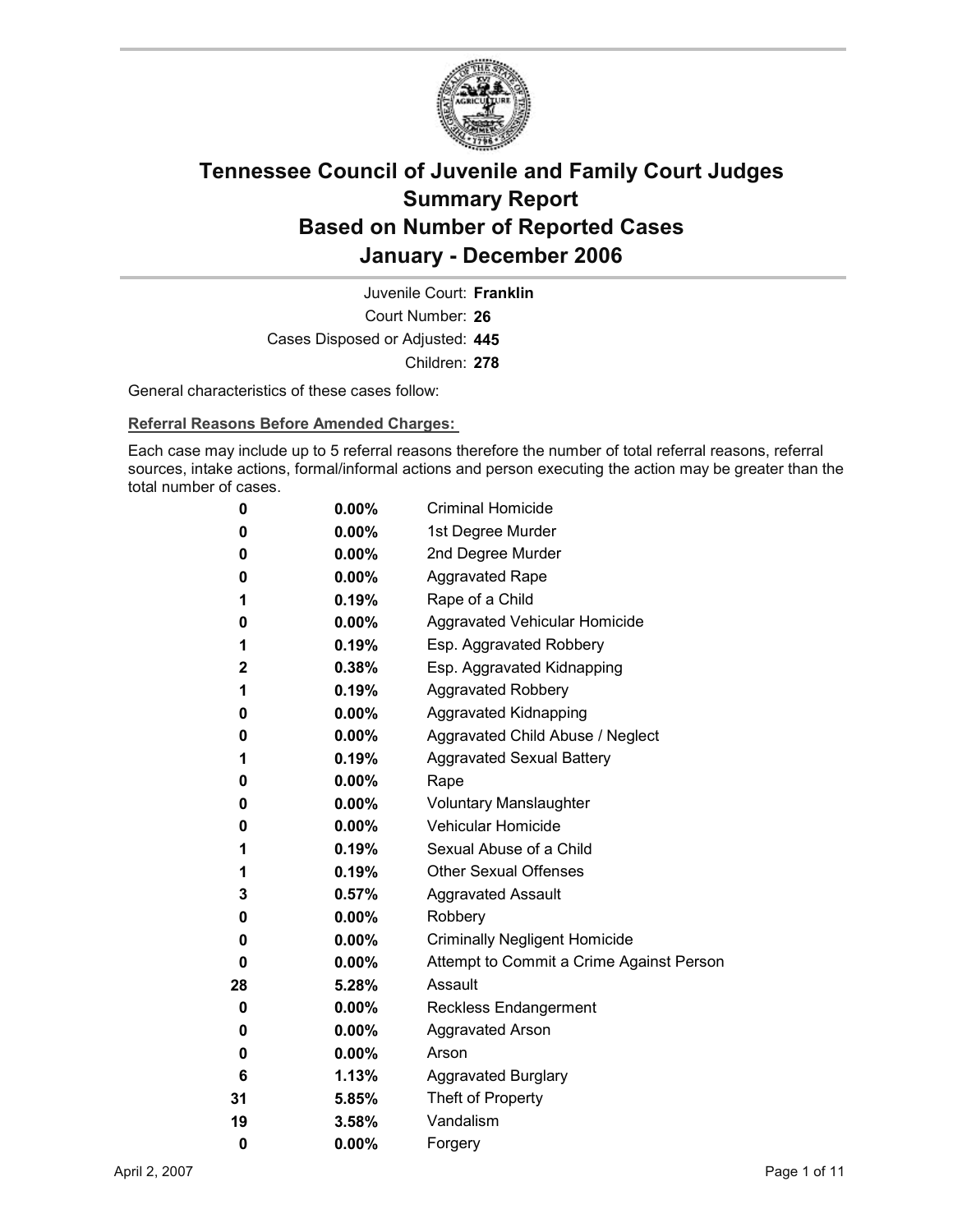# Tennessee Council of Juvenile and Family Court Judges
## Summary Report
## Based on Number of Reported Cases
## January - December 2006

Juvenile Court: **Franklin**
Court Number: **26**
Cases Disposed or Adjusted: **445**
Children: **278**

General characteristics of these cases follow:

**Referral Reasons Before Amended Charges:**

Each case may include up to 5 referral reasons therefore the number of total referral reasons, referral sources, intake actions, formal/informal actions and person executing the action may be greater than the total number of cases.

| | | |
|---|---|---|
| 0 | 0.00% | Criminal Homicide |
| 0 | 0.00% | 1st Degree Murder |
| 0 | 0.00% | 2nd Degree Murder |
| 0 | 0.00% | Aggravated Rape |
| 1 | 0.19% | Rape of a Child |
| 0 | 0.00% | Aggravated Vehicular Homicide |
| 1 | 0.19% | Esp. Aggravated Robbery |
| 2 | 0.38% | Esp. Aggravated Kidnapping |
| 1 | 0.19% | Aggravated Robbery |
| 0 | 0.00% | Aggravated Kidnapping |
| 0 | 0.00% | Aggravated Child Abuse / Neglect |
| 1 | 0.19% | Aggravated Sexual Battery |
| 0 | 0.00% | Rape |
| 0 | 0.00% | Voluntary Manslaughter |
| 0 | 0.00% | Vehicular Homicide |
| 1 | 0.19% | Sexual Abuse of a Child |
| 1 | 0.19% | Other Sexual Offenses |
| 3 | 0.57% | Aggravated Assault |
| 0 | 0.00% | Robbery |
| 0 | 0.00% | Criminally Negligent Homicide |
| 0 | 0.00% | Attempt to Commit a Crime Against Person |
| 28 | 5.28% | Assault |
| 0 | 0.00% | Reckless Endangerment |
| 0 | 0.00% | Aggravated Arson |
| 0 | 0.00% | Arson |
| 6 | 1.13% | Aggravated Burglary |
| 31 | 5.85% | Theft of Property |
| 19 | 3.58% | Vandalism |
| 0 | 0.00% | Forgery |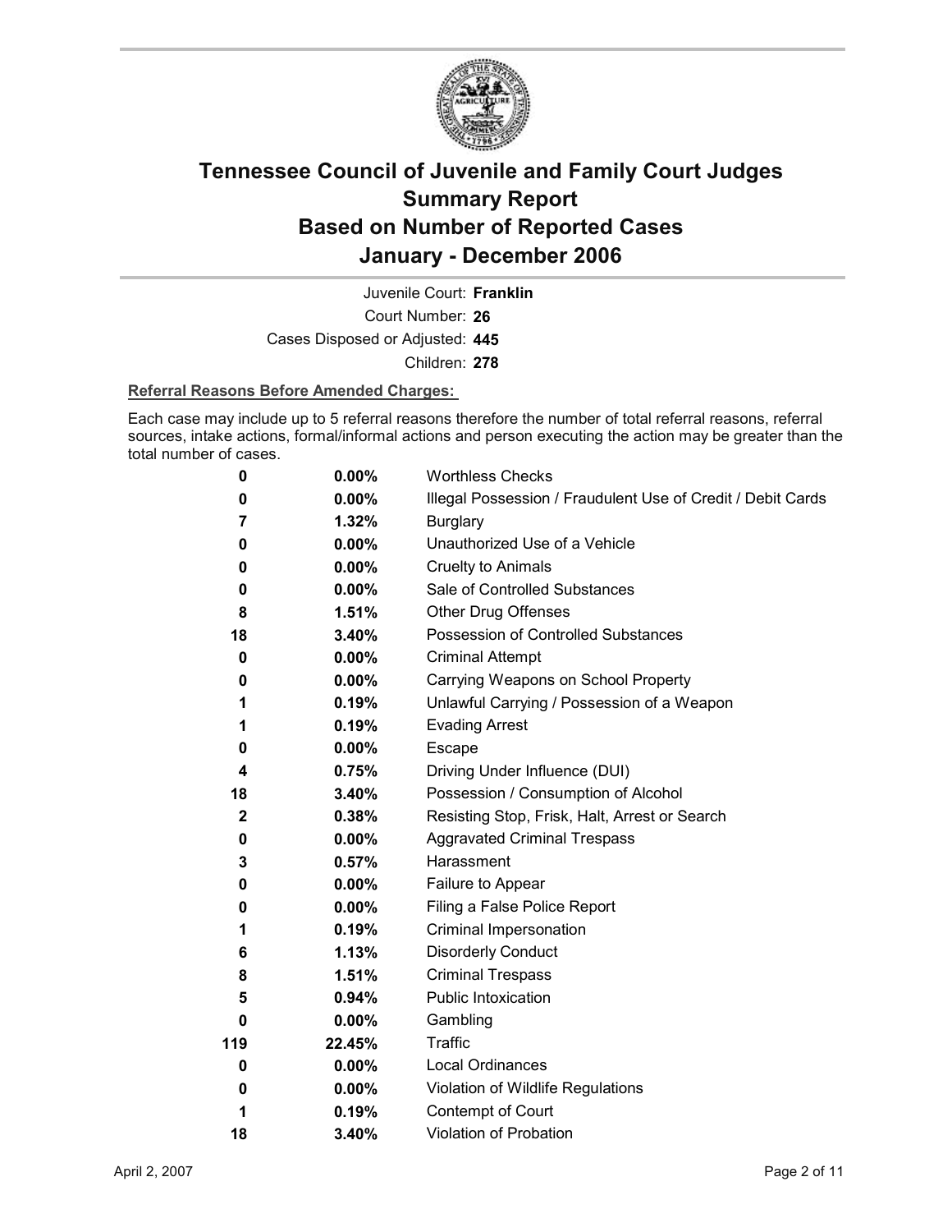# Tennessee Council of Juvenile and Family Court Judges
# Summary Report
# Based on Number of Reported Cases
# January - December 2006

Juvenile Court: **Franklin**

Court Number: **26**

Cases Disposed or Adjusted: **445**

Children: **278**

**Referral Reasons Before Amended Charges:**

Each case may include up to 5 referral reasons therefore the number of total referral reasons, referral sources, intake actions, formal/informal actions and person executing the action may be greater than the total number of cases.

| | | |
|---|---|---|
| 0 | 0.00% | Worthless Checks |
| 0 | 0.00% | Illegal Possession / Fraudulent Use of Credit / Debit Cards |
| 7 | 1.32% | Burglary |
| 0 | 0.00% | Unauthorized Use of a Vehicle |
| 0 | 0.00% | Cruelty to Animals |
| 0 | 0.00% | Sale of Controlled Substances |
| 8 | 1.51% | Other Drug Offenses |
| 18 | 3.40% | Possession of Controlled Substances |
| 0 | 0.00% | Criminal Attempt |
| 0 | 0.00% | Carrying Weapons on School Property |
| 1 | 0.19% | Unlawful Carrying / Possession of a Weapon |
| 1 | 0.19% | Evading Arrest |
| 0 | 0.00% | Escape |
| 4 | 0.75% | Driving Under Influence (DUI) |
| 18 | 3.40% | Possession / Consumption of Alcohol |
| 2 | 0.38% | Resisting Stop, Frisk, Halt, Arrest or Search |
| 0 | 0.00% | Aggravated Criminal Trespass |
| 3 | 0.57% | Harassment |
| 0 | 0.00% | Failure to Appear |
| 0 | 0.00% | Filing a False Police Report |
| 1 | 0.19% | Criminal Impersonation |
| 6 | 1.13% | Disorderly Conduct |
| 8 | 1.51% | Criminal Trespass |
| 5 | 0.94% | Public Intoxication |
| 0 | 0.00% | Gambling |
| 119 | 22.45% | Traffic |
| 0 | 0.00% | Local Ordinances |
| 0 | 0.00% | Violation of Wildlife Regulations |
| 1 | 0.19% | Contempt of Court |
| 18 | 3.40% | Violation of Probation |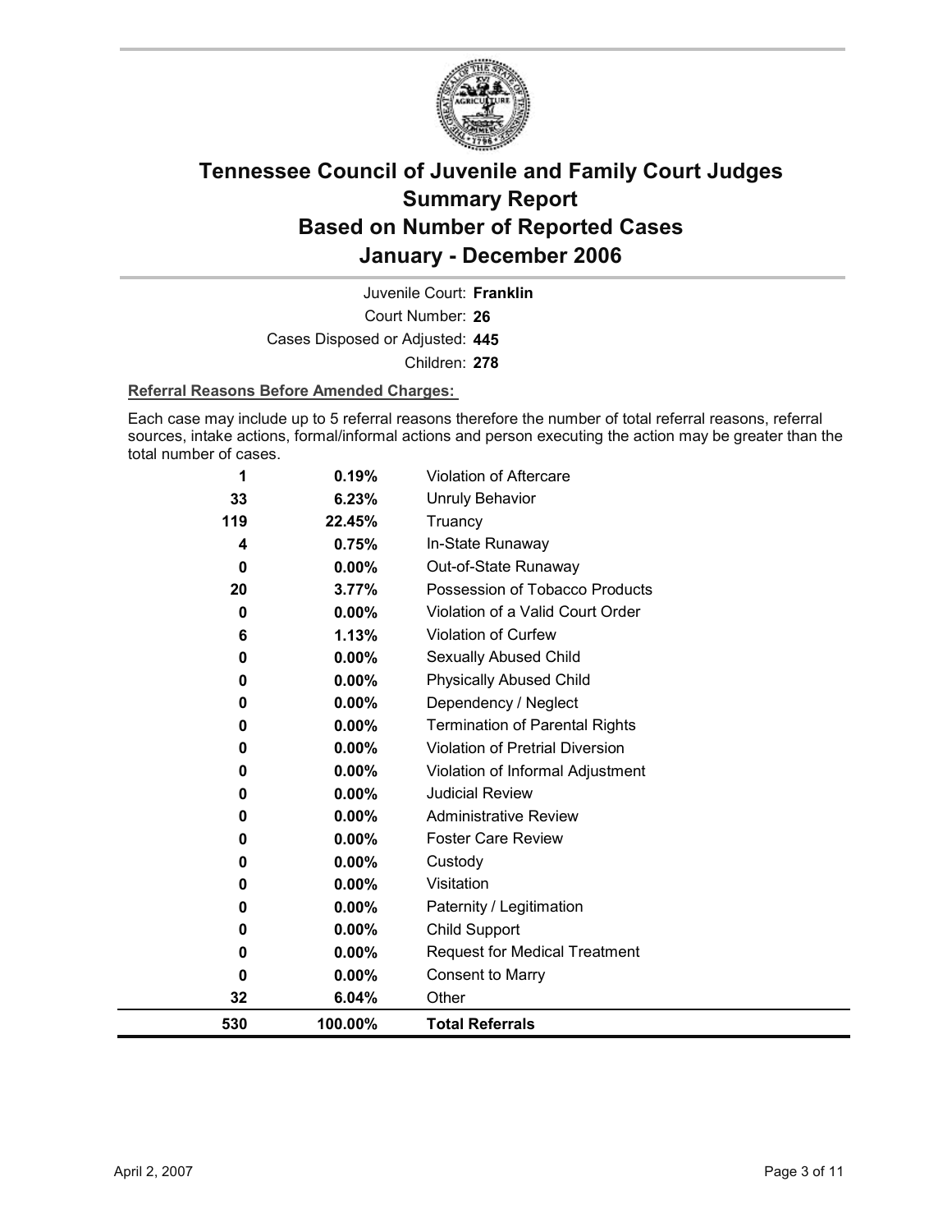# Tennessee Council of Juvenile and Family Court Judges
# Summary Report
# Based on Number of Reported Cases
# January - December 2006

Juvenile Court: **Franklin**

Court Number: **26**

Cases Disposed or Adjusted: **445**

Children: **278**

**Referral Reasons Before Amended Charges:**

Each case may include up to 5 referral reasons therefore the number of total referral reasons, referral sources, intake actions, formal/informal actions and person executing the action may be greater than the total number of cases.

| | | |
|---|---|---|
| **1** | **0.19%** | Violation of Aftercare |
| **33** | **6.23%** | Unruly Behavior |
| **119** | **22.45%** | Truancy |
| **4** | **0.75%** | In-State Runaway |
| **0** | **0.00%** | Out-of-State Runaway |
| **20** | **3.77%** | Possession of Tobacco Products |
| **0** | **0.00%** | Violation of a Valid Court Order |
| **6** | **1.13%** | Violation of Curfew |
| **0** | **0.00%** | Sexually Abused Child |
| **0** | **0.00%** | Physically Abused Child |
| **0** | **0.00%** | Dependency / Neglect |
| **0** | **0.00%** | Termination of Parental Rights |
| **0** | **0.00%** | Violation of Pretrial Diversion |
| **0** | **0.00%** | Violation of Informal Adjustment |
| **0** | **0.00%** | Judicial Review |
| **0** | **0.00%** | Administrative Review |
| **0** | **0.00%** | Foster Care Review |
| **0** | **0.00%** | Custody |
| **0** | **0.00%** | Visitation |
| **0** | **0.00%** | Paternity / Legitimation |
| **0** | **0.00%** | Child Support |
| **0** | **0.00%** | Request for Medical Treatment |
| **0** | **0.00%** | Consent to Marry |
| **32** | **6.04%** | Other |
| **530** | **100.00%** | **Total Referrals** |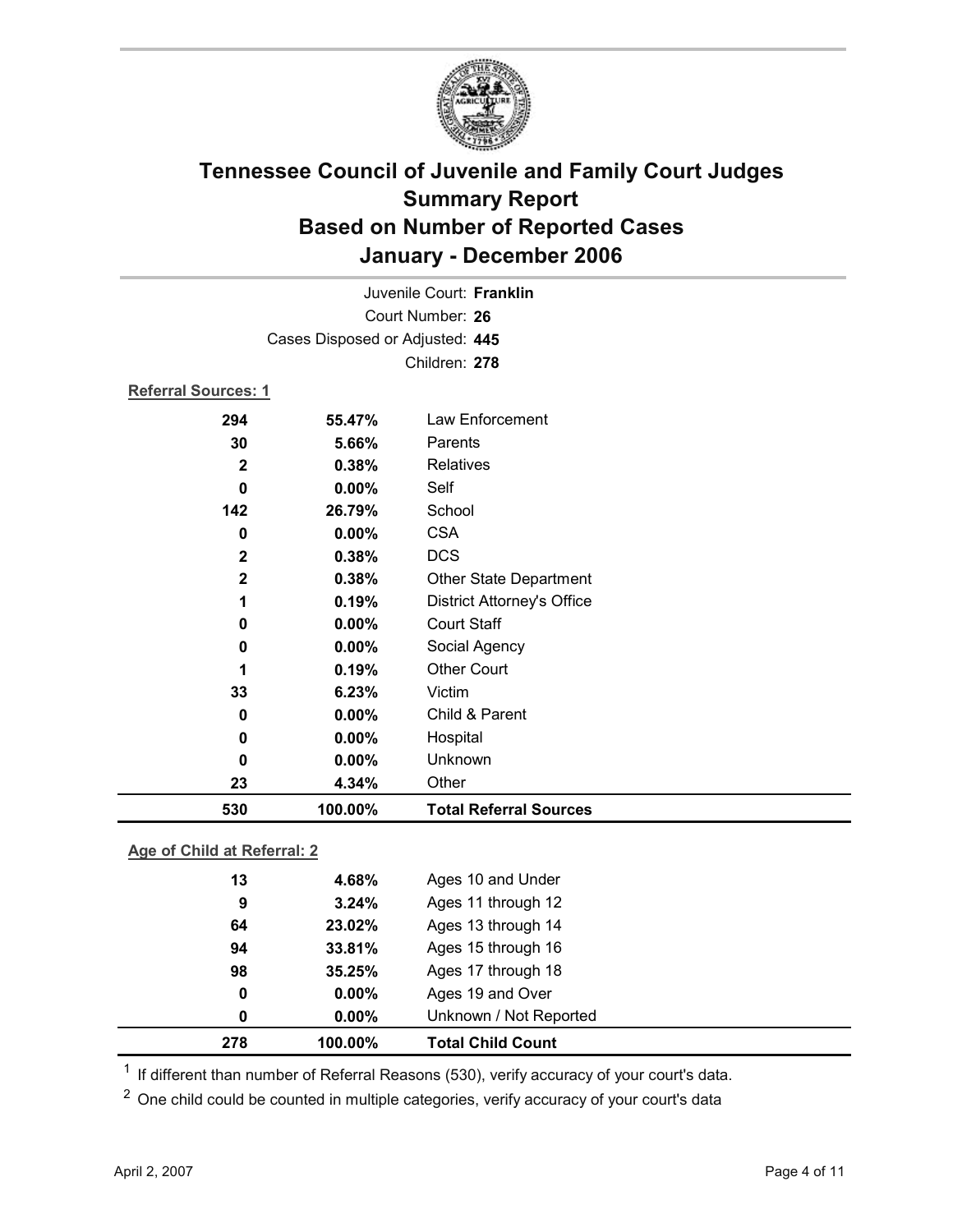# Tennessee Council of Juvenile and Family Court Judges
## Summary Report
## Based on Number of Reported Cases
## January - December 2006

Juvenile Court: **Franklin**

Court Number: **26**

Cases Disposed or Adjusted: **445**

Children: **278**

**Referral Sources: 1**

| Count | Percent | Source |
|---|---|---|
| 294 | 55.47% | Law Enforcement |
| 30 | 5.66% | Parents |
| 2 | 0.38% | Relatives |
| 0 | 0.00% | Self |
| 142 | 26.79% | School |
| 0 | 0.00% | CSA |
| 2 | 0.38% | DCS |
| 2 | 0.38% | Other State Department |
| 1 | 0.19% | District Attorney's Office |
| 0 | 0.00% | Court Staff |
| 0 | 0.00% | Social Agency |
| 1 | 0.19% | Other Court |
| 33 | 6.23% | Victim |
| 0 | 0.00% | Child & Parent |
| 0 | 0.00% | Hospital |
| 0 | 0.00% | Unknown |
| 23 | 4.34% | Other |
| **530** | **100.00%** | **Total Referral Sources** |

**Age of Child at Referral: 2**

| Count | Percent | Age |
|---|---|---|
| 13 | 4.68% | Ages 10 and Under |
| 9 | 3.24% | Ages 11 through 12 |
| 64 | 23.02% | Ages 13 through 14 |
| 94 | 33.81% | Ages 15 through 16 |
| 98 | 35.25% | Ages 17 through 18 |
| 0 | 0.00% | Ages 19 and Over |
| 0 | 0.00% | Unknown / Not Reported |
| **278** | **100.00%** | **Total Child Count** |

[1] If different than number of Referral Reasons (530), verify accuracy of your court's data.

[2] One child could be counted in multiple categories, verify accuracy of your court's data

April 2, 2007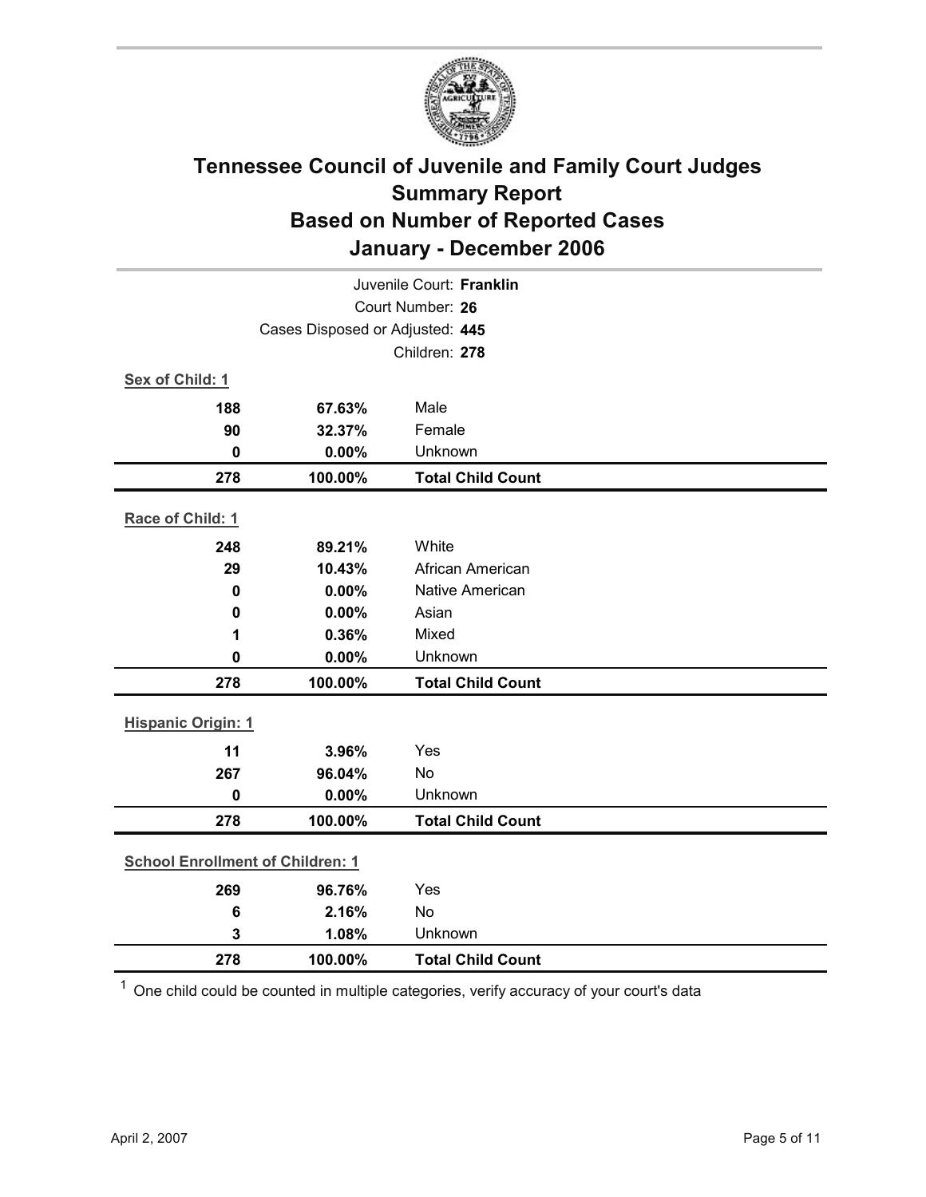# Tennessee Council of Juvenile and Family Court Judges
## Summary Report
## Based on Number of Reported Cases
## January - December 2006

Juvenile Court: **Franklin**

Court Number: **26**

Cases Disposed or Adjusted: **445**

Children: **278**

**Sex of Child: 1**

| | | |
|---|---|---|
| **188** | **67.63%** | Male |
| **90** | **32.37%** | Female |
| **0** | **0.00%** | Unknown |
| **278** | **100.00%** | **Total Child Count** |

**Race of Child: 1**

| | | |
|---|---|---|
| **248** | **89.21%** | White |
| **29** | **10.43%** | African American |
| **0** | **0.00%** | Native American |
| **0** | **0.00%** | Asian |
| **1** | **0.36%** | Mixed |
| **0** | **0.00%** | Unknown |
| **278** | **100.00%** | **Total Child Count** |

**Hispanic Origin: 1**

| | | |
|---|---|---|
| **11** | **3.96%** | Yes |
| **267** | **96.04%** | No |
| **0** | **0.00%** | Unknown |
| **278** | **100.00%** | **Total Child Count** |

**School Enrollment of Children: 1**

| | | |
|---|---|---|
| **269** | **96.76%** | Yes |
| **6** | **2.16%** | No |
| **3** | **1.08%** | Unknown |
| **278** | **100.00%** | **Total Child Count** |

[1] One child could be counted in multiple categories, verify accuracy of your court's data

April 2, 2007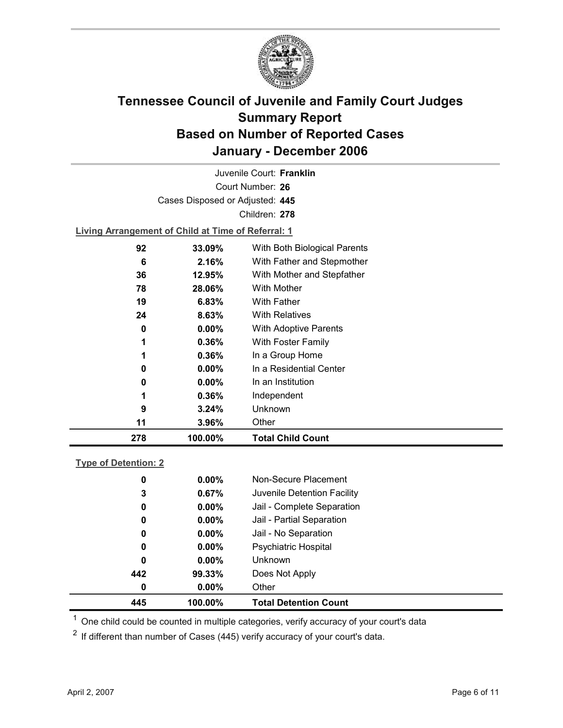# Tennessee Council of Juvenile and Family Court Judges
# Summary Report
# Based on Number of Reported Cases
# January - December 2006

Juvenile Court: **Franklin**

Court Number: **26**

Cases Disposed or Adjusted: **445**

Children: **278**

**Living Arrangement of Child at Time of Referral: 1**

| | | |
|---|---|---|
| 92 | 33.09% | With Both Biological Parents |
| 6 | 2.16% | With Father and Stepmother |
| 36 | 12.95% | With Mother and Stepfather |
| 78 | 28.06% | With Mother |
| 19 | 6.83% | With Father |
| 24 | 8.63% | With Relatives |
| 0 | 0.00% | With Adoptive Parents |
| 1 | 0.36% | With Foster Family |
| 1 | 0.36% | In a Group Home |
| 0 | 0.00% | In a Residential Center |
| 0 | 0.00% | In an Institution |
| 1 | 0.36% | Independent |
| 9 | 3.24% | Unknown |
| 11 | 3.96% | Other |
| **278** | **100.00%** | **Total Child Count** |

**Type of Detention: 2**

| | | |
|---|---|---|
| 0 | 0.00% | Non-Secure Placement |
| 3 | 0.67% | Juvenile Detention Facility |
| 0 | 0.00% | Jail - Complete Separation |
| 0 | 0.00% | Jail - Partial Separation |
| 0 | 0.00% | Jail - No Separation |
| 0 | 0.00% | Psychiatric Hospital |
| 0 | 0.00% | Unknown |
| 442 | 99.33% | Does Not Apply |
| 0 | 0.00% | Other |
| **445** | **100.00%** | **Total Detention Count** |

[1] One child could be counted in multiple categories, verify accuracy of your court's data

[2] If different than number of Cases (445) verify accuracy of your court's data.

April 2, 2007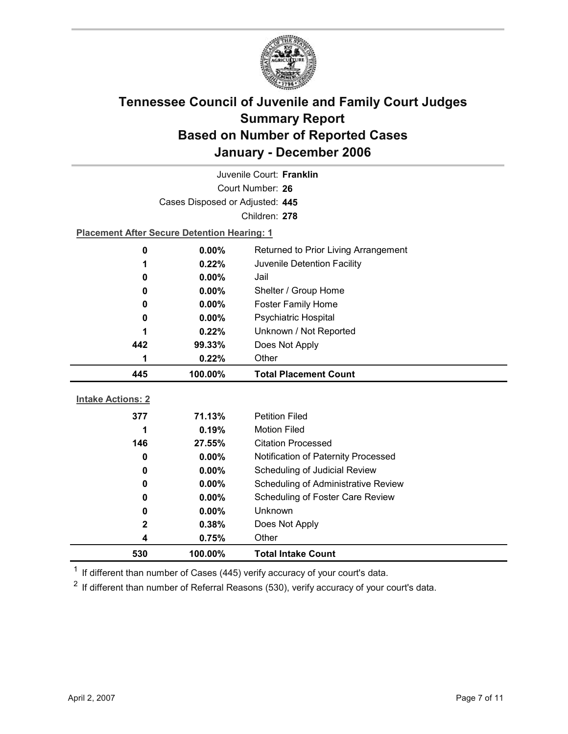# Tennessee Council of Juvenile and Family Court Judges Summary Report
## Based on Number of Reported Cases
## January - December 2006

Juvenile Court: **Franklin**

Court Number: **26**

Cases Disposed or Adjusted: **445**

Children: **278**

**Placement After Secure Detention Hearing: 1**

| | | |
|---|---|---|
| 0 | 0.00% | Returned to Prior Living Arrangement |
| 1 | 0.22% | Juvenile Detention Facility |
| 0 | 0.00% | Jail |
| 0 | 0.00% | Shelter / Group Home |
| 0 | 0.00% | Foster Family Home |
| 0 | 0.00% | Psychiatric Hospital |
| 1 | 0.22% | Unknown / Not Reported |
| 442 | 99.33% | Does Not Apply |
| 1 | 0.22% | Other |
| **445** | **100.00%** | **Total Placement Count** |

**Intake Actions: 2**

| | | |
|---|---|---|
| 377 | 71.13% | Petition Filed |
| 1 | 0.19% | Motion Filed |
| 146 | 27.55% | Citation Processed |
| 0 | 0.00% | Notification of Paternity Processed |
| 0 | 0.00% | Scheduling of Judicial Review |
| 0 | 0.00% | Scheduling of Administrative Review |
| 0 | 0.00% | Scheduling of Foster Care Review |
| 0 | 0.00% | Unknown |
| 2 | 0.38% | Does Not Apply |
| 4 | 0.75% | Other |
| **530** | **100.00%** | **Total Intake Count** |

[1] If different than number of Cases (445) verify accuracy of your court's data.

[2] If different than number of Referral Reasons (530), verify accuracy of your court's data.

April 2, 2007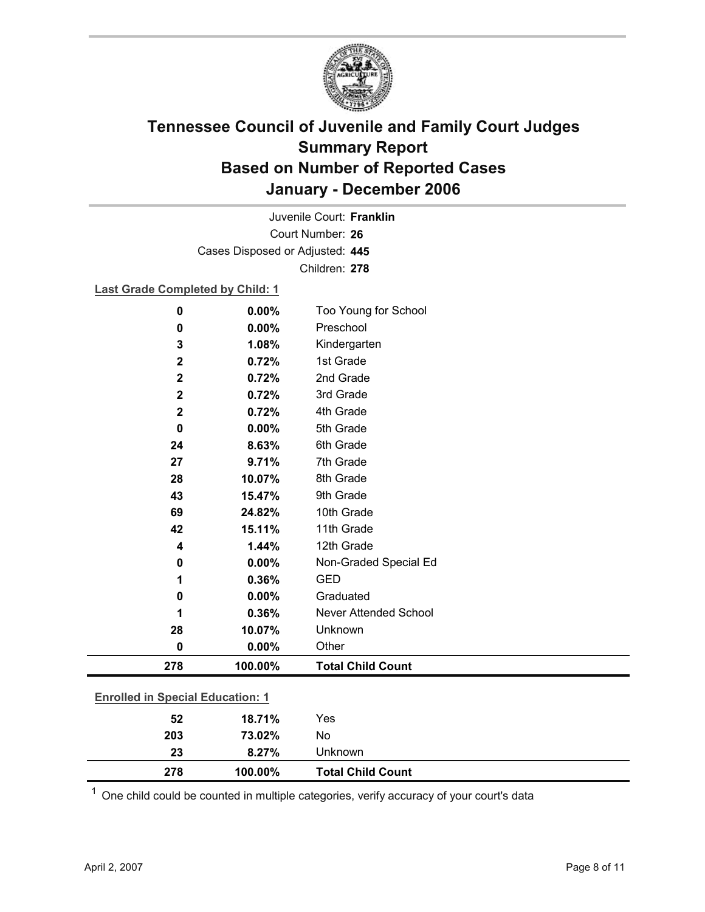# Tennessee Council of Juvenile and Family Court Judges
# Summary Report
# Based on Number of Reported Cases
# January - December 2006

Juvenile Court: **Franklin**

Court Number: **26**

Cases Disposed or Adjusted: **445**

Children: **278**

**Last Grade Completed by Child: 1**

| | | |
|---|---|---|
| 0 | 0.00% | Too Young for School |
| 0 | 0.00% | Preschool |
| 3 | 1.08% | Kindergarten |
| 2 | 0.72% | 1st Grade |
| 2 | 0.72% | 2nd Grade |
| 2 | 0.72% | 3rd Grade |
| 2 | 0.72% | 4th Grade |
| 0 | 0.00% | 5th Grade |
| 24 | 8.63% | 6th Grade |
| 27 | 9.71% | 7th Grade |
| 28 | 10.07% | 8th Grade |
| 43 | 15.47% | 9th Grade |
| 69 | 24.82% | 10th Grade |
| 42 | 15.11% | 11th Grade |
| 4 | 1.44% | 12th Grade |
| 0 | 0.00% | Non-Graded Special Ed |
| 1 | 0.36% | GED |
| 0 | 0.00% | Graduated |
| 1 | 0.36% | Never Attended School |
| 28 | 10.07% | Unknown |
| 0 | 0.00% | Other |
| **278** | **100.00%** | **Total Child Count** |

**Enrolled in Special Education: 1**

| | | |
|---|---|---|
| 52 | 18.71% | Yes |
| 203 | 73.02% | No |
| 23 | 8.27% | Unknown |
| **278** | **100.00%** | **Total Child Count** |

[1] One child could be counted in multiple categories, verify accuracy of your court's data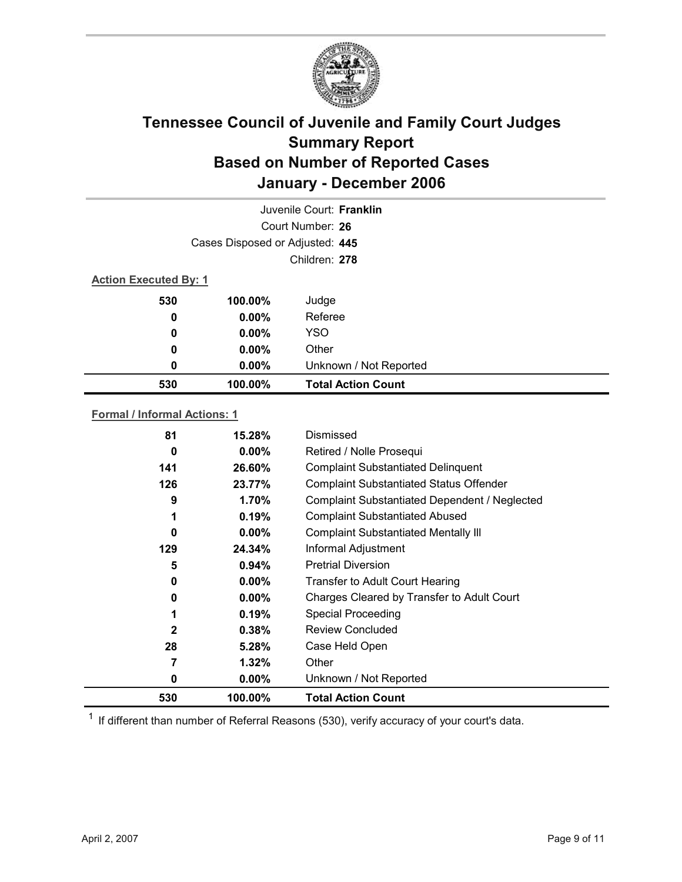# Tennessee Council of Juvenile and Family Court Judges
# Summary Report
# Based on Number of Reported Cases
# January - December 2006

Juvenile Court: **Franklin**

Court Number: **26**

Cases Disposed or Adjusted: **445**

Children: **278**

**Action Executed By: 1**

| | | |
|---|---|---|
| 530 | 100.00% | Judge |
| 0 | 0.00% | Referee |
| 0 | 0.00% | YSO |
| 0 | 0.00% | Other |
| 0 | 0.00% | Unknown / Not Reported |
| **530** | **100.00%** | **Total Action Count** |

**Formal / Informal Actions: 1**

| | | |
|---|---|---|
| 81 | 15.28% | Dismissed |
| 0 | 0.00% | Retired / Nolle Prosequi |
| 141 | 26.60% | Complaint Substantiated Delinquent |
| 126 | 23.77% | Complaint Substantiated Status Offender |
| 9 | 1.70% | Complaint Substantiated Dependent / Neglected |
| 1 | 0.19% | Complaint Substantiated Abused |
| 0 | 0.00% | Complaint Substantiated Mentally Ill |
| 129 | 24.34% | Informal Adjustment |
| 5 | 0.94% | Pretrial Diversion |
| 0 | 0.00% | Transfer to Adult Court Hearing |
| 0 | 0.00% | Charges Cleared by Transfer to Adult Court |
| 1 | 0.19% | Special Proceeding |
| 2 | 0.38% | Review Concluded |
| 28 | 5.28% | Case Held Open |
| 7 | 1.32% | Other |
| 0 | 0.00% | Unknown / Not Reported |
| **530** | **100.00%** | **Total Action Count** |

[1] If different than number of Referral Reasons (530), verify accuracy of your court's data.

April 2, 2007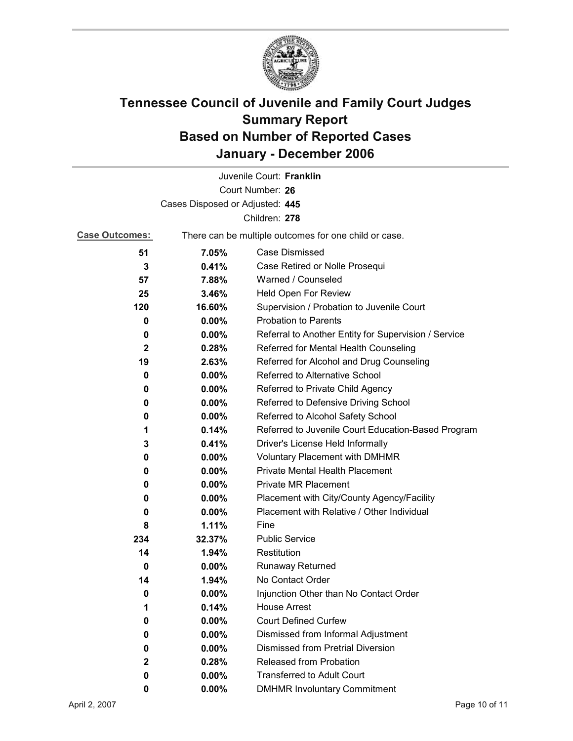# Tennessee Council of Juvenile and Family Court Judges
## Summary Report
## Based on Number of Reported Cases
## January - December 2006

Juvenile Court: **Franklin**

Court Number: **26**

Cases Disposed or Adjusted: **445**

Children: **278**

**Case Outcomes:** There can be multiple outcomes for one child or case.

| Count | Percent | Outcome |
|---|---|---|
| 51 | 7.05% | Case Dismissed |
| 3 | 0.41% | Case Retired or Nolle Prosequi |
| 57 | 7.88% | Warned / Counseled |
| 25 | 3.46% | Held Open For Review |
| 120 | 16.60% | Supervision / Probation to Juvenile Court |
| 0 | 0.00% | Probation to Parents |
| 0 | 0.00% | Referral to Another Entity for Supervision / Service |
| 2 | 0.28% | Referred for Mental Health Counseling |
| 19 | 2.63% | Referred for Alcohol and Drug Counseling |
| 0 | 0.00% | Referred to Alternative School |
| 0 | 0.00% | Referred to Private Child Agency |
| 0 | 0.00% | Referred to Defensive Driving School |
| 0 | 0.00% | Referred to Alcohol Safety School |
| 1 | 0.14% | Referred to Juvenile Court Education-Based Program |
| 3 | 0.41% | Driver's License Held Informally |
| 0 | 0.00% | Voluntary Placement with DMHMR |
| 0 | 0.00% | Private Mental Health Placement |
| 0 | 0.00% | Private MR Placement |
| 0 | 0.00% | Placement with City/County Agency/Facility |
| 0 | 0.00% | Placement with Relative / Other Individual |
| 8 | 1.11% | Fine |
| 234 | 32.37% | Public Service |
| 14 | 1.94% | Restitution |
| 0 | 0.00% | Runaway Returned |
| 14 | 1.94% | No Contact Order |
| 0 | 0.00% | Injunction Other than No Contact Order |
| 1 | 0.14% | House Arrest |
| 0 | 0.00% | Court Defined Curfew |
| 0 | 0.00% | Dismissed from Informal Adjustment |
| 0 | 0.00% | Dismissed from Pretrial Diversion |
| 2 | 0.28% | Released from Probation |
| 0 | 0.00% | Transferred to Adult Court |
| 0 | 0.00% | DMHMR Involuntary Commitment |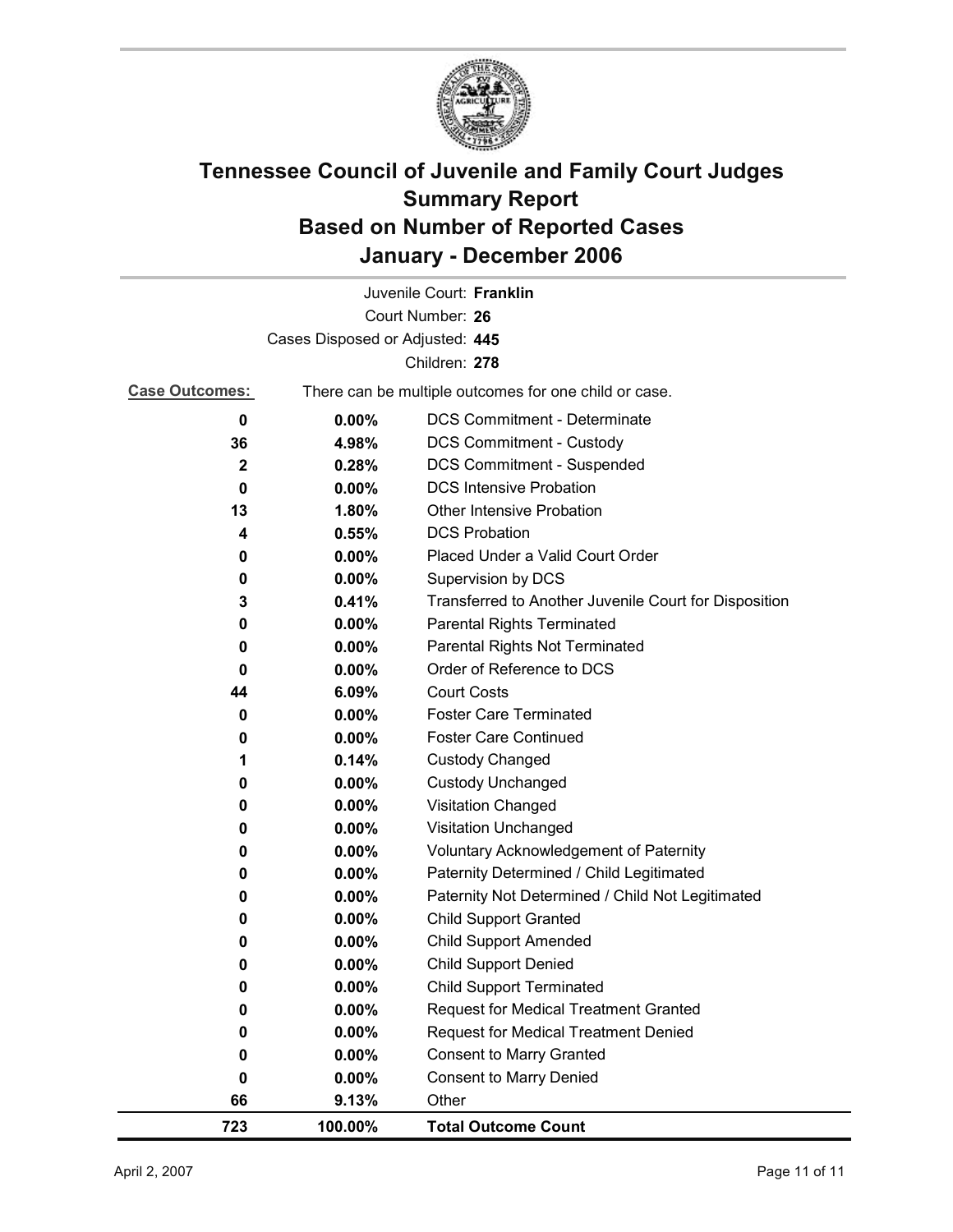# Tennessee Council of Juvenile and Family Court Judges
# Summary Report
# Based on Number of Reported Cases
# January - December 2006

Juvenile Court: **Franklin**

Court Number: **26**

Cases Disposed or Adjusted: **445**

Children: **278**

**Case Outcomes:** There can be multiple outcomes for one child or case.

| | | |
|---|---|---|
| **0** | **0.00%** | DCS Commitment - Determinate |
| **36** | **4.98%** | DCS Commitment - Custody |
| **2** | **0.28%** | DCS Commitment - Suspended |
| **0** | **0.00%** | DCS Intensive Probation |
| **13** | **1.80%** | Other Intensive Probation |
| **4** | **0.55%** | DCS Probation |
| **0** | **0.00%** | Placed Under a Valid Court Order |
| **0** | **0.00%** | Supervision by DCS |
| **3** | **0.41%** | Transferred to Another Juvenile Court for Disposition |
| **0** | **0.00%** | Parental Rights Terminated |
| **0** | **0.00%** | Parental Rights Not Terminated |
| **0** | **0.00%** | Order of Reference to DCS |
| **44** | **6.09%** | Court Costs |
| **0** | **0.00%** | Foster Care Terminated |
| **0** | **0.00%** | Foster Care Continued |
| **1** | **0.14%** | Custody Changed |
| **0** | **0.00%** | Custody Unchanged |
| **0** | **0.00%** | Visitation Changed |
| **0** | **0.00%** | Visitation Unchanged |
| **0** | **0.00%** | Voluntary Acknowledgement of Paternity |
| **0** | **0.00%** | Paternity Determined / Child Legitimated |
| **0** | **0.00%** | Paternity Not Determined / Child Not Legitimated |
| **0** | **0.00%** | Child Support Granted |
| **0** | **0.00%** | Child Support Amended |
| **0** | **0.00%** | Child Support Denied |
| **0** | **0.00%** | Child Support Terminated |
| **0** | **0.00%** | Request for Medical Treatment Granted |
| **0** | **0.00%** | Request for Medical Treatment Denied |
| **0** | **0.00%** | Consent to Marry Granted |
| **0** | **0.00%** | Consent to Marry Denied |
| **66** | **9.13%** | Other |
| **723** | **100.00%** | **Total Outcome Count** |